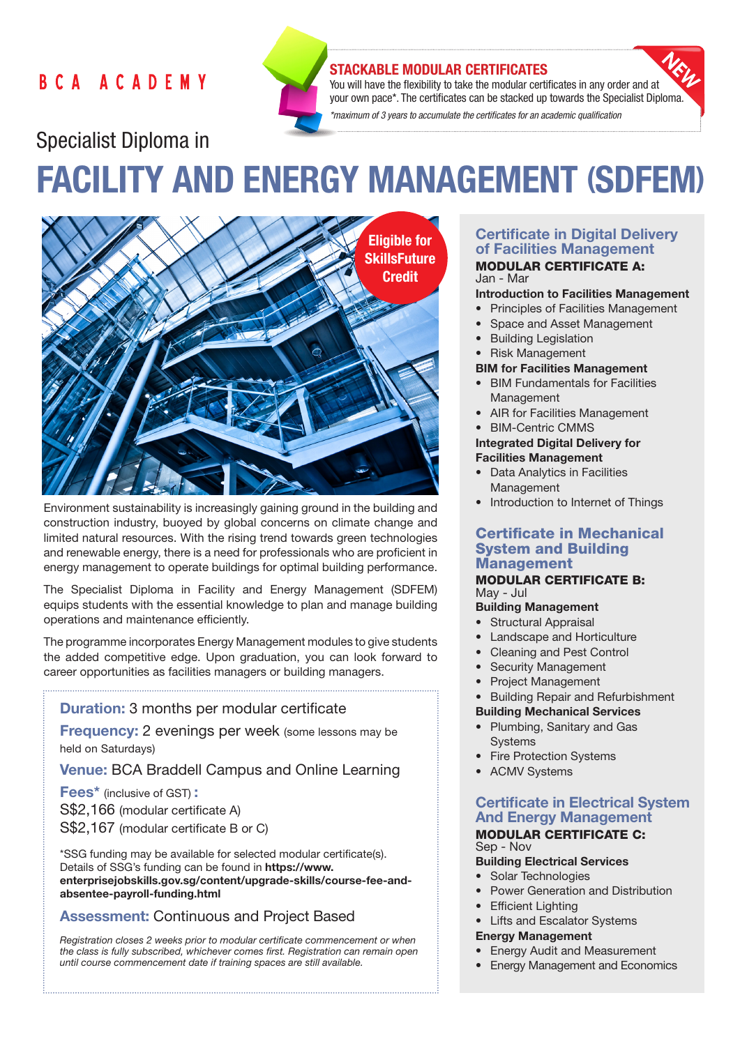BCA ACADEMY

**STACKABLE MODULAR CERTIFICATES**

You will have the flexibility to take the modular certificates in any order and at your own pace*. The certificates can be stacked up towards the Specialist Diploma.

*\*maximum of 3 years to accumulate the certificates for an academic qualification*

NEW

Specialist Diploma in

# FACILITY AND ENERGY MANAGEMENT (SDFEM)

**Eligible for SkillsFuture Credit**

Environment sustainability is increasingly gaining ground in the building and construction industry, buoyed by global concerns on climate change and limited natural resources. With the rising trend towards green technologies and renewable energy, there is a need for professionals who are proficient in energy management to operate buildings for optimal building performance.

The Specialist Diploma in Facility and Energy Management (SDFEM) equips students with the essential knowledge to plan and manage building operations and maintenance efficiently.

The programme incorporates Energy Management modules to give students the added competitive edge. Upon graduation, you can look forward to career opportunities as facilities managers or building managers.

**Duration:** 3 months per modular certificate

**Frequency:** 2 evenings per week (some lessons may be held on Saturdays)

**Venue:** BCA Braddell Campus and Online Learning

**Fees*** (inclusive of GST) **:**
S$2,166 (modular certificate A)
S$2,167 (modular certificate B or C)

*SSG funding may be available for selected modular certificate(s). Details of SSG's funding can be found in **https://www.enterprisejobskills.gov.sg/content/upgrade-skills/course-fee-and-absentee-payroll-funding.html**

**Assessment:** Continuous and Project Based

*Registration closes 2 weeks prior to modular certificate commencement or when the class is fully subscribed, whichever comes first. Registration can remain open until course commencement date if training spaces are still available.*

## Certificate in Digital Delivery of Facilities Management

**MODULAR CERTIFICATE A:**
Jan - Mar

**Introduction to Facilities Management**
- Principles of Facilities Management
- Space and Asset Management
- Building Legislation
- Risk Management

**BIM for Facilities Management**
- BIM Fundamentals for Facilities Management
- AIR for Facilities Management
- BIM-Centric CMMS

**Integrated Digital Delivery for Facilities Management**
- Data Analytics in Facilities Management
- Introduction to Internet of Things

## Certificate in Mechanical System and Building Management

**MODULAR CERTIFICATE B:**
May - Jul

**Building Management**
- Structural Appraisal
- Landscape and Horticulture
- Cleaning and Pest Control
- Security Management
- Project Management
- Building Repair and Refurbishment

**Building Mechanical Services**
- Plumbing, Sanitary and Gas Systems
- Fire Protection Systems
- ACMV Systems

## Certificate in Electrical System And Energy Management

**MODULAR CERTIFICATE C:**
Sep - Nov

**Building Electrical Services**
- Solar Technologies
- Power Generation and Distribution
- Efficient Lighting
- Lifts and Escalator Systems

**Energy Management**
- Energy Audit and Measurement
- Energy Management and Economics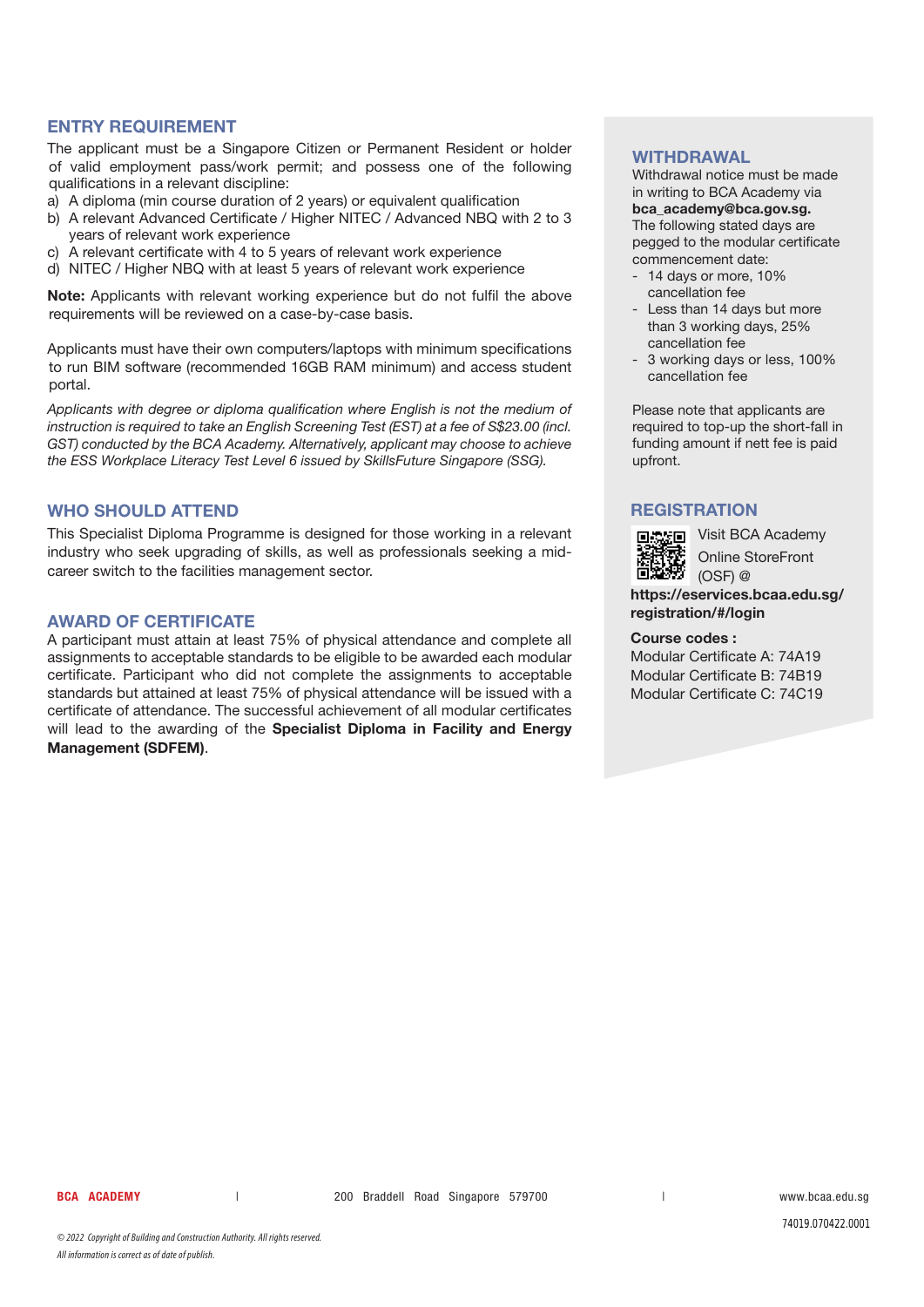## ENTRY REQUIREMENT

The applicant must be a Singapore Citizen or Permanent Resident or holder of valid employment pass/work permit; and possess one of the following qualifications in a relevant discipline:

a) A diploma (min course duration of 2 years) or equivalent qualification
b) A relevant Advanced Certificate / Higher NITEC / Advanced NBQ with 2 to 3 years of relevant work experience
c) A relevant certificate with 4 to 5 years of relevant work experience
d) NITEC / Higher NBQ with at least 5 years of relevant work experience

**Note:** Applicants with relevant working experience but do not fulfil the above requirements will be reviewed on a case-by-case basis.

Applicants must have their own computers/laptops with minimum specifications to run BIM software (recommended 16GB RAM minimum) and access student portal.

*Applicants with degree or diploma qualification where English is not the medium of instruction is required to take an English Screening Test (EST) at a fee of S$23.00 (incl. GST) conducted by the BCA Academy. Alternatively, applicant may choose to achieve the ESS Workplace Literacy Test Level 6 issued by SkillsFuture Singapore (SSG).*

## WHO SHOULD ATTEND

This Specialist Diploma Programme is designed for those working in a relevant industry who seek upgrading of skills, as well as professionals seeking a mid-career switch to the facilities management sector.

## AWARD OF CERTIFICATE

A participant must attain at least 75% of physical attendance and complete all assignments to acceptable standards to be eligible to be awarded each modular certificate. Participant who did not complete the assignments to acceptable standards but attained at least 75% of physical attendance will be issued with a certificate of attendance. The successful achievement of all modular certificates will lead to the awarding of the **Specialist Diploma in Facility and Energy Management (SDFEM)**.

## WITHDRAWAL

Withdrawal notice must be made in writing to BCA Academy via **bca_academy@bca.gov.sg.** The following stated days are pegged to the modular certificate commencement date:

- 14 days or more, 10% cancellation fee
- Less than 14 days but more than 3 working days, 25% cancellation fee
- 3 working days or less, 100% cancellation fee

Please note that applicants are required to top-up the short-fall in funding amount if nett fee is paid upfront.

## REGISTRATION

Visit BCA Academy Online StoreFront (OSF) @ **https://eservices.bcaa.edu.sg/registration/#/login**

**Course codes :**
Modular Certificate A: 74A19
Modular Certificate B: 74B19
Modular Certificate C: 74C19

BCA ACADEMY | 200 Braddell Road Singapore 579700 | www.bcaa.edu.sg

74019.070422.0001

*© 2022 Copyright of Building and Construction Authority. All rights reserved.*
*All information is correct as of date of publish.*